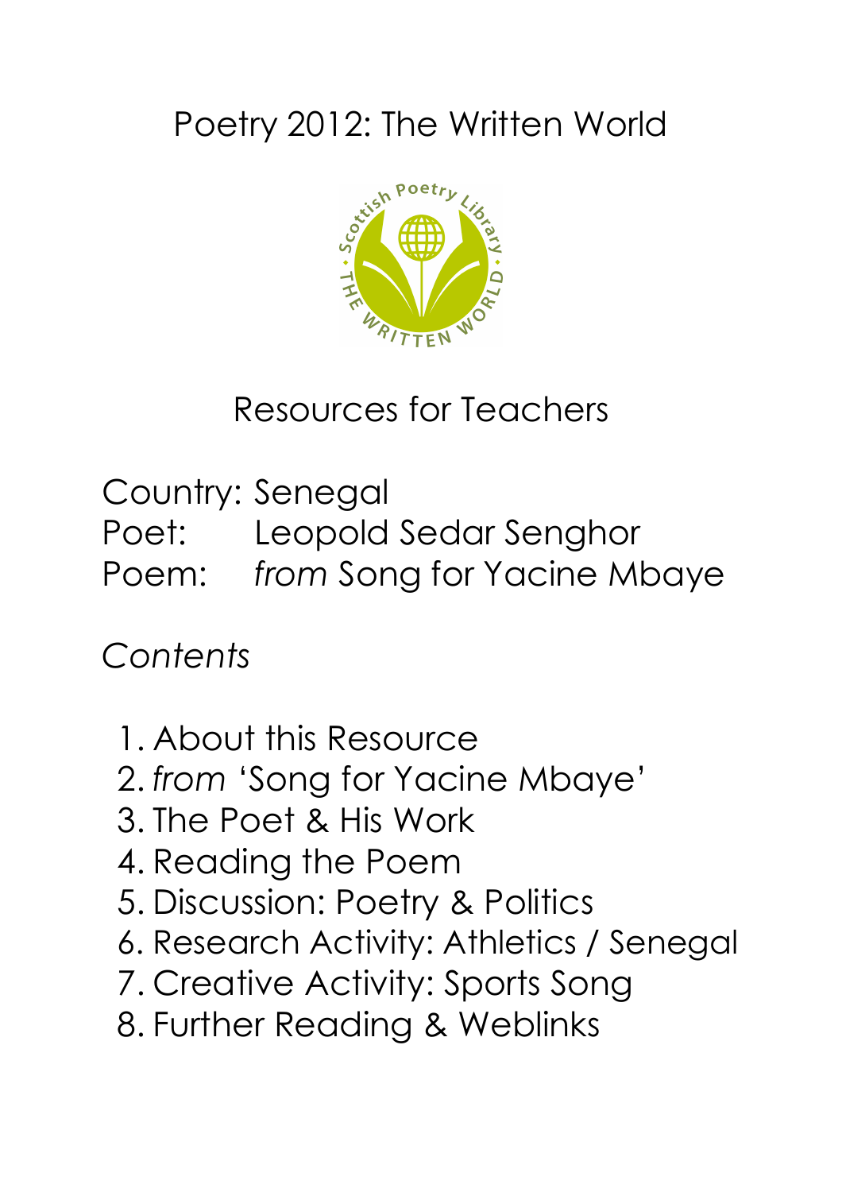# Poetry 2012: The Written World

## Resources for Teachers

Country: Senegal
Poet: Leopold Sedar Senghor
Poem: *from* Song for Yacine Mbaye

*Contents*

1. About this Resource
2. *from* 'Song for Yacine Mbaye'
3. The Poet & His Work
4. Reading the Poem
5. Discussion: Poetry & Politics
6. Research Activity: Athletics / Senegal
7. Creative Activity: Sports Song
8. Further Reading & Weblinks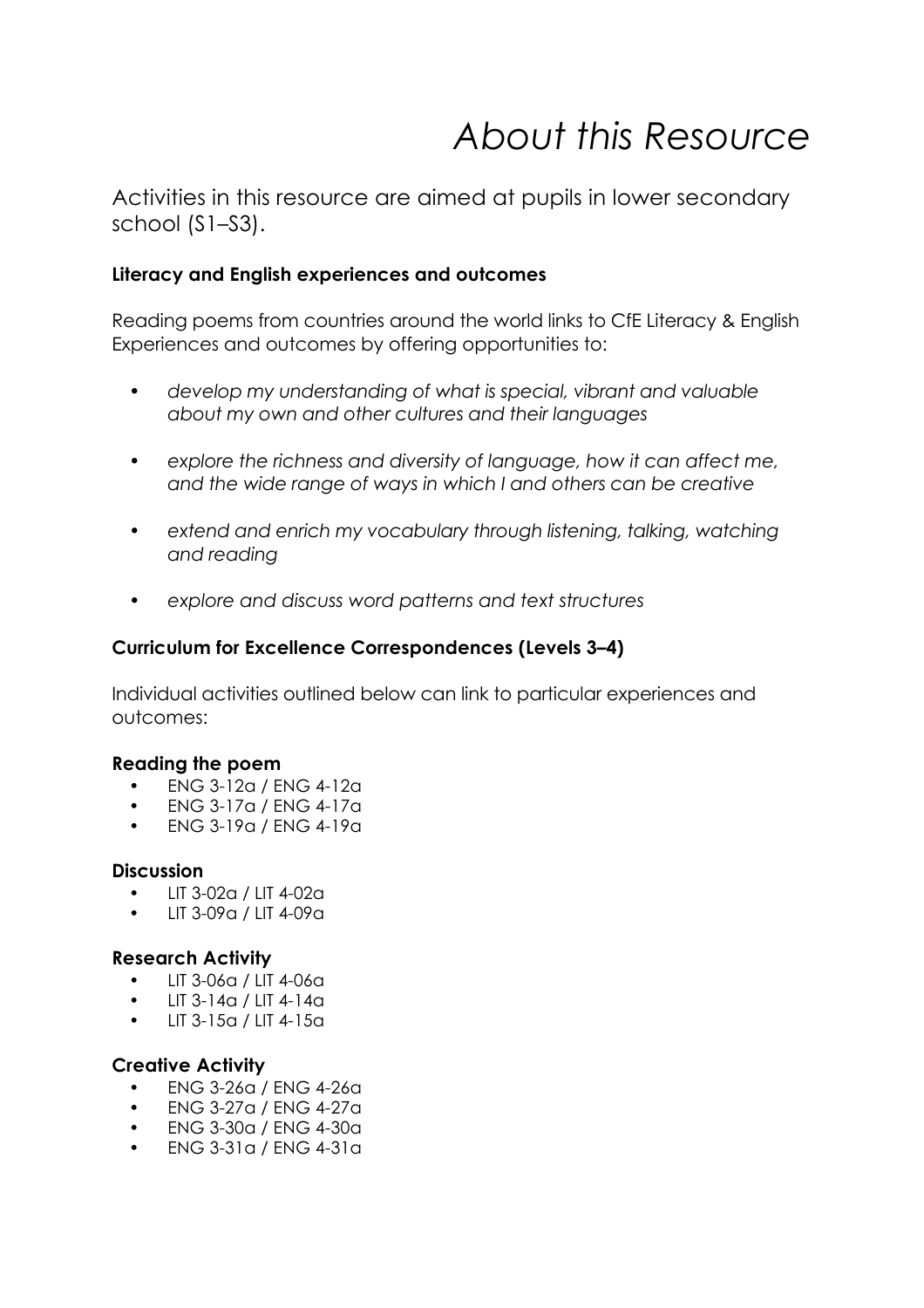# About this Resource

Activities in this resource are aimed at pupils in lower secondary school (S1–S3).

**Literacy and English experiences and outcomes**

Reading poems from countries around the world links to CfE Literacy & English Experiences and outcomes by offering opportunities to:

- *develop my understanding of what is special, vibrant and valuable about my own and other cultures and their languages*
- *explore the richness and diversity of language, how it can affect me, and the wide range of ways in which I and others can be creative*
- *extend and enrich my vocabulary through listening, talking, watching and reading*
- *explore and discuss word patterns and text structures*

**Curriculum for Excellence Correspondences (Levels 3–4)**

Individual activities outlined below can link to particular experiences and outcomes:

**Reading the poem**

- ENG 3-12a / ENG 4-12a
- ENG 3-17a / ENG 4-17a
- ENG 3-19a / ENG 4-19a

**Discussion**

- LIT 3-02a / LIT 4-02a
- LIT 3-09a / LIT 4-09a

**Research Activity**

- LIT 3-06a / LIT 4-06a
- LIT 3-14a / LIT 4-14a
- LIT 3-15a / LIT 4-15a

**Creative Activity**

- ENG 3-26a / ENG 4-26a
- ENG 3-27a / ENG 4-27a
- ENG 3-30a / ENG 4-30a
- ENG 3-31a / ENG 4-31a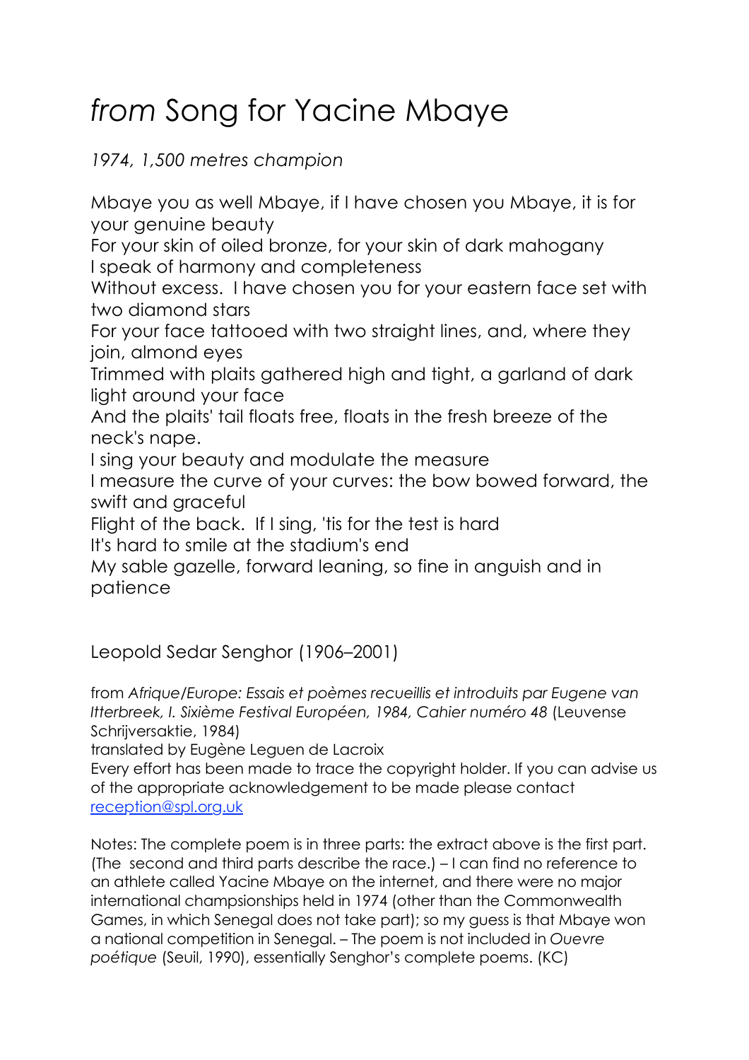# *from* Song for Yacine Mbaye

*1974, 1,500 metres champion*

Mbaye you as well Mbaye, if I have chosen you Mbaye, it is for your genuine beauty  
For your skin of oiled bronze, for your skin of dark mahogany  
I speak of harmony and completeness  
Without excess. I have chosen you for your eastern face set with two diamond stars  
For your face tattooed with two straight lines, and, where they join, almond eyes  
Trimmed with plaits gathered high and tight, a garland of dark light around your face  
And the plaits' tail floats free, floats in the fresh breeze of the neck's nape.  
I sing your beauty and modulate the measure  
I measure the curve of your curves: the bow bowed forward, the swift and graceful  
Flight of the back. If I sing, 'tis for the test is hard  
It's hard to smile at the stadium's end  
My sable gazelle, forward leaning, so fine in anguish and in patience

Leopold Sedar Senghor (1906–2001)

from *Afrique/Europe: Essais et poèmes recueillis et introduits par Eugene van Itterbreek, I. Sixième Festival Européen, 1984, Cahier numéro 48* (Leuvense Schrijversaktie, 1984)  
translated by Eugène Leguen de Lacroix  
Every effort has been made to trace the copyright holder. If you can advise us of the appropriate acknowledgement to be made please contact [reception@spl.org.uk](mailto:reception@spl.org.uk)

Notes: The complete poem is in three parts: the extract above is the first part. (The second and third parts describe the race.) – I can find no reference to an athlete called Yacine Mbaye on the internet, and there were no major international champsionships held in 1974 (other than the Commonwealth Games, in which Senegal does not take part); so my guess is that Mbaye won a national competition in Senegal. – The poem is not included in *Ouevre poétique* (Seuil, 1990), essentially Senghor's complete poems. (KC)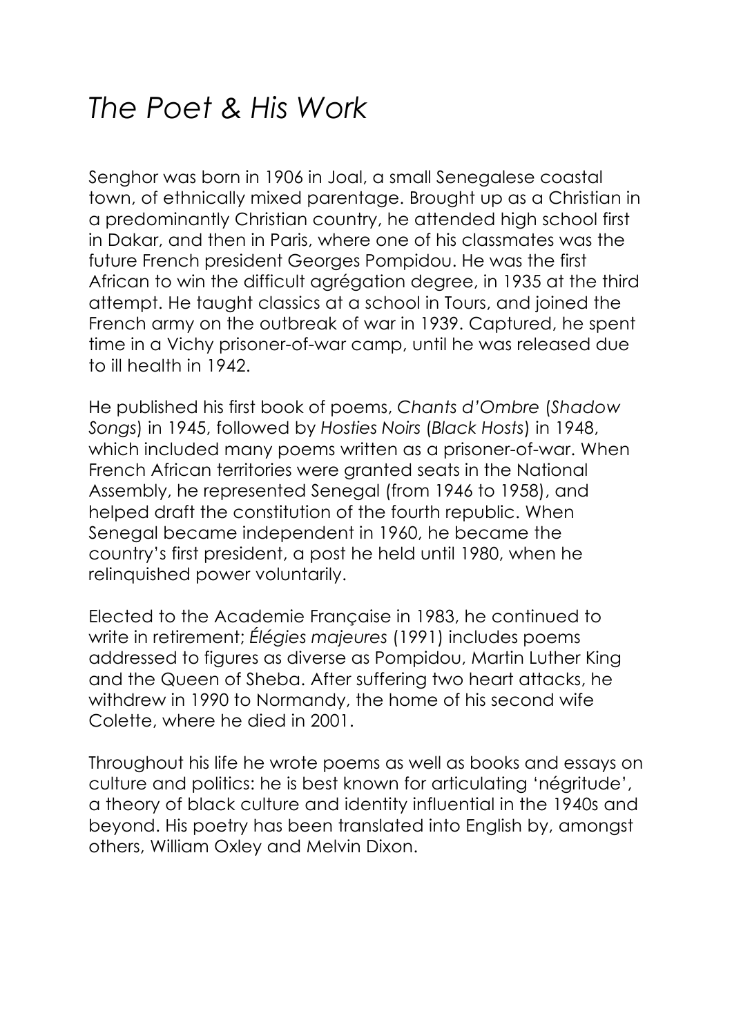# *The Poet & His Work*

Senghor was born in 1906 in Joal, a small Senegalese coastal town, of ethnically mixed parentage. Brought up as a Christian in a predominantly Christian country, he attended high school first in Dakar, and then in Paris, where one of his classmates was the future French president Georges Pompidou. He was the first African to win the difficult agrégation degree, in 1935 at the third attempt. He taught classics at a school in Tours, and joined the French army on the outbreak of war in 1939. Captured, he spent time in a Vichy prisoner-of-war camp, until he was released due to ill health in 1942.

He published his first book of poems, *Chants d'Ombre* (*Shadow Songs*) in 1945, followed by *Hosties Noirs* (*Black Hosts*) in 1948, which included many poems written as a prisoner-of-war. When French African territories were granted seats in the National Assembly, he represented Senegal (from 1946 to 1958), and helped draft the constitution of the fourth republic. When Senegal became independent in 1960, he became the country's first president, a post he held until 1980, when he relinquished power voluntarily.

Elected to the Academie Française in 1983, he continued to write in retirement; *Élégies majeures* (1991) includes poems addressed to figures as diverse as Pompidou, Martin Luther King and the Queen of Sheba. After suffering two heart attacks, he withdrew in 1990 to Normandy, the home of his second wife Colette, where he died in 2001.

Throughout his life he wrote poems as well as books and essays on culture and politics: he is best known for articulating 'négritude', a theory of black culture and identity influential in the 1940s and beyond. His poetry has been translated into English by, amongst others, William Oxley and Melvin Dixon.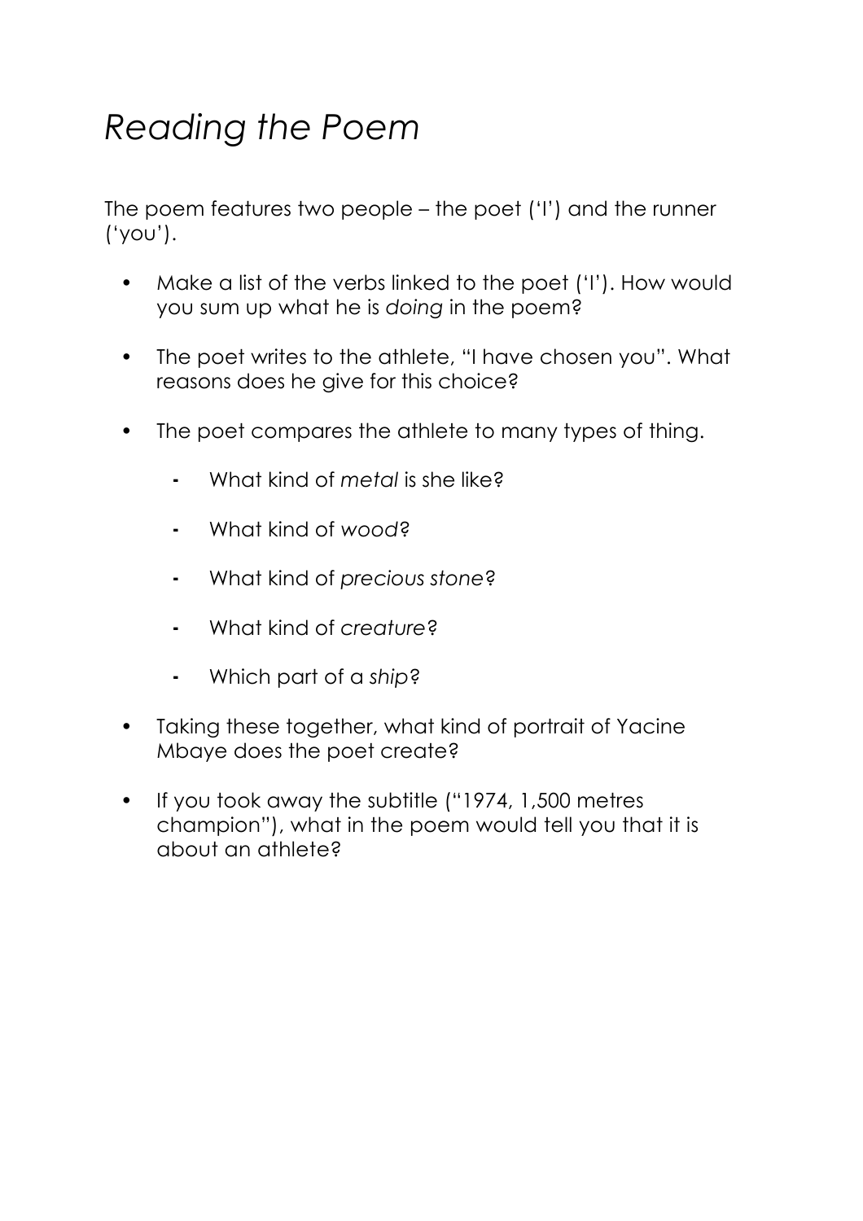# *Reading the Poem*

The poem features two people – the poet ('I') and the runner ('you').

- Make a list of the verbs linked to the poet ('I'). How would you sum up what he is *doing* in the poem?
- The poet writes to the athlete, "I have chosen you". What reasons does he give for this choice?
- The poet compares the athlete to many types of thing.
    - What kind of *metal* is she like?
    - What kind of *wood*?
    - What kind of *precious stone*?
    - What kind of *creature*?
    - Which part of a *ship*?
- Taking these together, what kind of portrait of Yacine Mbaye does the poet create?
- If you took away the subtitle ("1974, 1,500 metres champion"), what in the poem would tell you that it is about an athlete?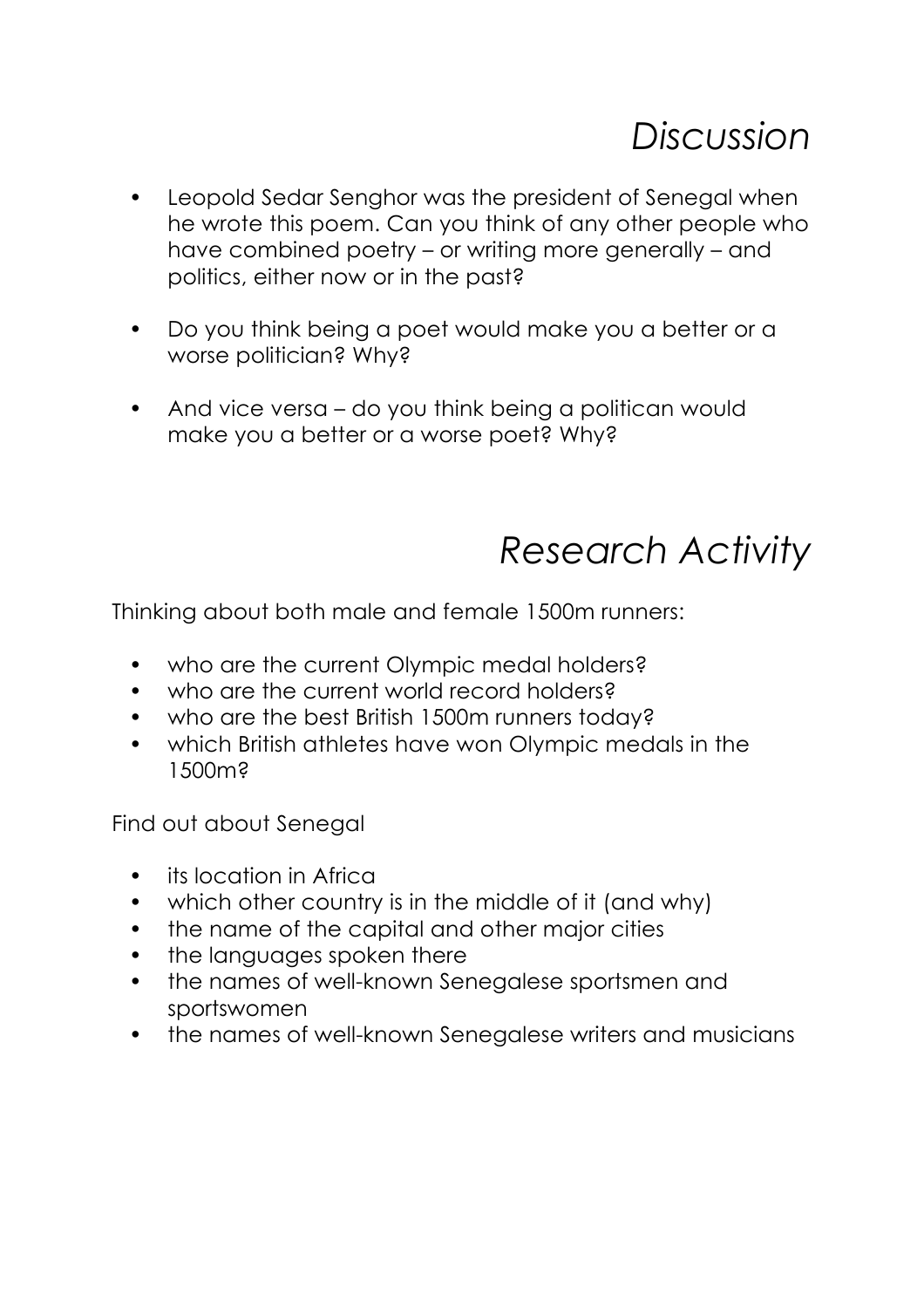# *Discussion*

- Leopold Sedar Senghor was the president of Senegal when he wrote this poem. Can you think of any other people who have combined poetry – or writing more generally – and politics, either now or in the past?
- Do you think being a poet would make you a better or a worse politician? Why?
- And vice versa – do you think being a politican would make you a better or a worse poet? Why?

# *Research Activity*

Thinking about both male and female 1500m runners:

- who are the current Olympic medal holders?
- who are the current world record holders?
- who are the best British 1500m runners today?
- which British athletes have won Olympic medals in the 1500m?

Find out about Senegal

- its location in Africa
- which other country is in the middle of it (and why)
- the name of the capital and other major cities
- the languages spoken there
- the names of well-known Senegalese sportsmen and sportswomen
- the names of well-known Senegalese writers and musicians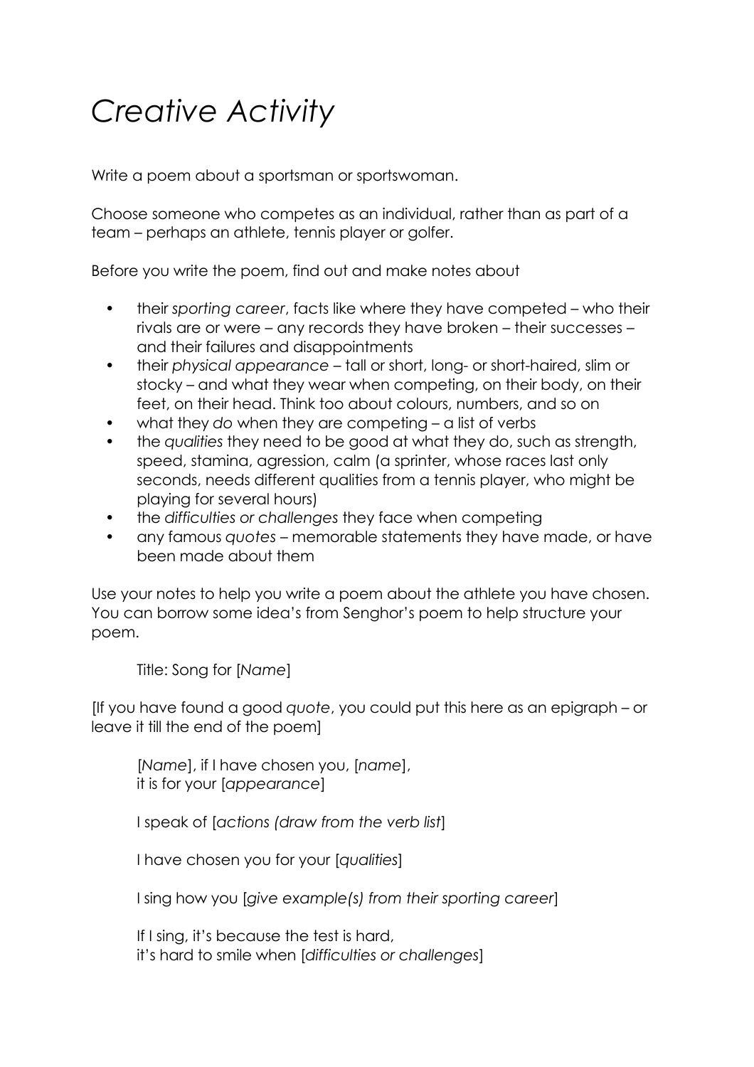# *Creative Activity*

Write a poem about a sportsman or sportswoman.

Choose someone who competes as an individual, rather than as part of a team – perhaps an athlete, tennis player or golfer.

Before you write the poem, find out and make notes about

- their *sporting career*, facts like where they have competed – who their rivals are or were – any records they have broken – their successes – and their failures and disappointments
- their *physical appearance* – tall or short, long- or short-haired, slim or stocky – and what they wear when competing, on their body, on their feet, on their head. Think too about colours, numbers, and so on
- what they *do* when they are competing – a list of verbs
- the *qualities* they need to be good at what they do, such as strength, speed, stamina, agression, calm (a sprinter, whose races last only seconds, needs different qualities from a tennis player, who might be playing for several hours)
- the *difficulties or challenges* they face when competing
- any famous *quotes* – memorable statements they have made, or have been made about them

Use your notes to help you write a poem about the athlete you have chosen. You can borrow some idea's from Senghor's poem to help structure your poem.

> Title: Song for [*Name*]

[If you have found a good *quote*, you could put this here as an epigraph – or leave it till the end of the poem]

> [*Name*], if I have chosen you, [*name*],
> it is for your [*appearance*]
>
> I speak of [*actions (draw from the verb list*]
>
> I have chosen you for your [*qualities*]
>
> I sing how you [*give example(s) from their sporting career*]
>
> If I sing, it's because the test is hard,
> it's hard to smile when [*difficulties or challenges*]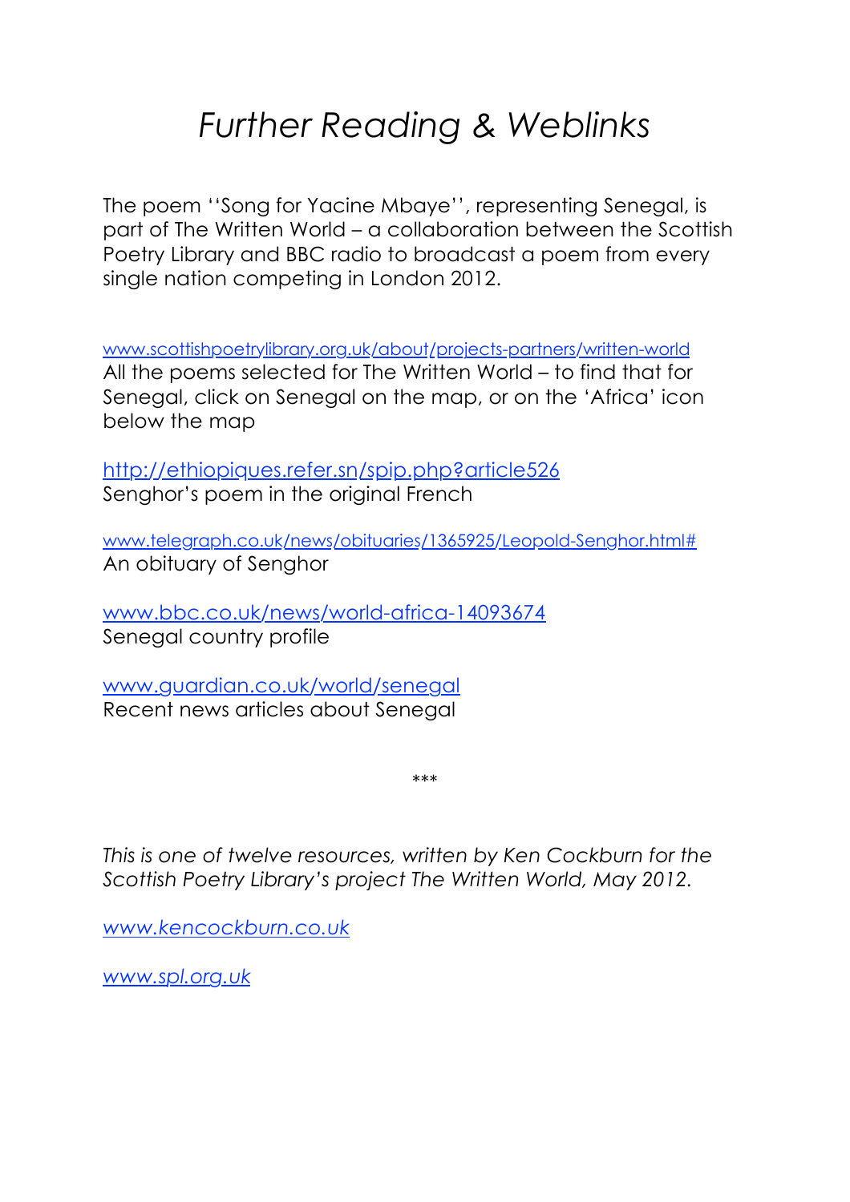# *Further Reading & Weblinks*

The poem ''Song for Yacine Mbaye'', representing Senegal, is part of The Written World – a collaboration between the Scottish Poetry Library and BBC radio to broadcast a poem from every single nation competing in London 2012.

www.scottishpoetrylibrary.org.uk/about/projects-partners/written-world
All the poems selected for The Written World – to find that for Senegal, click on Senegal on the map, or on the 'Africa' icon below the map

http://ethiopiques.refer.sn/spip.php?article526
Senghor's poem in the original French

www.telegraph.co.uk/news/obituaries/1365925/Leopold-Senghor.html#
An obituary of Senghor

www.bbc.co.uk/news/world-africa-14093674
Senegal country profile

www.guardian.co.uk/world/senegal
Recent news articles about Senegal

\*\*\*

*This is one of twelve resources, written by Ken Cockburn for the Scottish Poetry Library's project The Written World, May 2012.*

*www.kencockburn.co.uk*

*www.spl.org.uk*